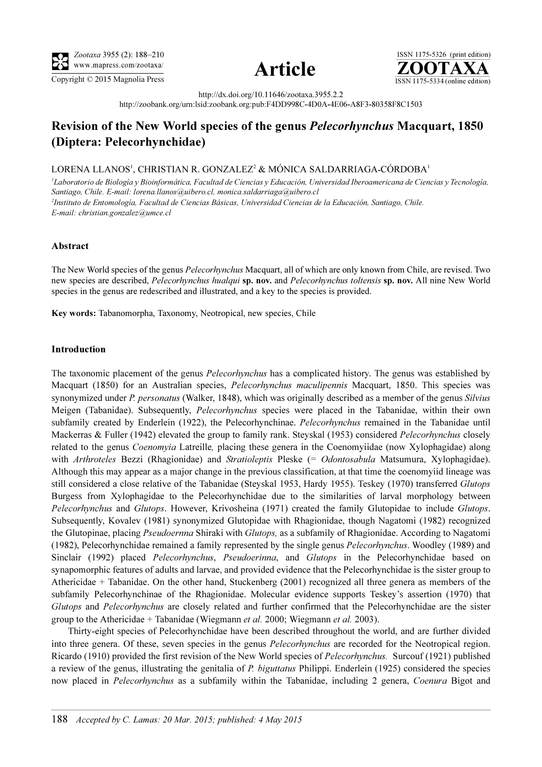http://dx.doi.org/10.11646/zootaxa.3955.2.2

http://zoobank.org/urn:lsid:zoobank.org:pub:F4DD998C-4D0A-4E06-A8F3-80358F8C1503

# Revision of the New World species of the genus *Pelecorhynchus* Macquart, 1850 (Diptera: Pelecorhynchidae)

LORENA LLANOS[1], CHRISTIAN R. GONZALEZ[2] & MÓNICA SALDARRIAGA-CÓRDOBA[1]

[1]*Laboratorio de Biología y Bioinformática, Facultad de Ciencias y Educación, Universidad Iberoamericana de Ciencias y Tecnología, Santiago, Chile. E-mail: lorena.llanos@uibero.cl, monica.saldarriaga@uibero.cl*

[2]*Instituto de Entomología, Facultad de Ciencias Básicas, Universidad Ciencias de la Educación, Santiago, Chile. E-mail: christian.gonzalez@umce.cl*

## Abstract

The New World species of the genus *Pelecorhynchus* Macquart, all of which are only known from Chile, are revised. Two new species are described, *Pelecorhynchus hualqui* **sp. nov.** and *Pelecorhynchus toltensis* **sp. nov.** All nine New World species in the genus are redescribed and illustrated, and a key to the species is provided.

**Key words:** Tabanomorpha, Taxonomy, Neotropical, new species, Chile

## Introduction

The taxonomic placement of the genus *Pelecorhynchus* has a complicated history. The genus was established by Macquart (1850) for an Australian species, *Pelecorhynchus maculipennis* Macquart, 1850. This species was synonymized under *P. personatus* (Walker, 1848), which was originally described as a member of the genus *Silvius* Meigen (Tabanidae). Subsequently, *Pelecorhynchus* species were placed in the Tabanidae, within their own subfamily created by Enderlein (1922), the Pelecorhynchinae. *Pelecorhynchus* remained in the Tabanidae until Mackerras & Fuller (1942) elevated the group to family rank. Steyskal (1953) considered *Pelecorhynchus* closely related to the genus *Coenomyia* Latreille*,* placing these genera in the Coenomyiidae (now Xylophagidae) along with *Arthroteles* Bezzi (Rhagionidae) and *Stratioleptis* Pleske (= *Odontosabula* Matsumura, Xylophagidae). Although this may appear as a major change in the previous classification, at that time the coenomyiid lineage was still considered a close relative of the Tabanidae (Steyskal 1953, Hardy 1955). Teskey (1970) transferred *Glutops* Burgess from Xylophagidae to the Pelecorhynchidae due to the similarities of larval morphology between *Pelecorhynchus* and *Glutops*. However, Krivosheina (1971) created the family Glutopidae to include *Glutops*. Subsequently, Kovalev (1981) synonymized Glutopidae with Rhagionidae, though Nagatomi (1982) recognized the Glutopinae, placing *Pseudoernna* Shiraki with *Glutops,* as a subfamily of Rhagionidae. According to Nagatomi (1982), Pelecorhynchidae remained a family represented by the single genus *Pelecorhynchus*. Woodley (1989) and Sinclair (1992) placed *Pelecorhynchus*, *Pseudoerinna*, and *Glutops* in the Pelecorhynchidae based on synapomorphic features of adults and larvae, and provided evidence that the Pelecorhynchidae is the sister group to Athericidae + Tabanidae. On the other hand, Stuckenberg (2001) recognized all three genera as members of the subfamily Pelecorhynchinae of the Rhagionidae. Molecular evidence supports Teskey's assertion (1970) that *Glutops* and *Pelecorhynchus* are closely related and further confirmed that the Pelecorhynchidae are the sister group to the Athericidae + Tabanidae (Wiegmann *et al.* 2000; Wiegmann *et al.* 2003).

Thirty-eight species of Pelecorhynchidae have been described throughout the world, and are further divided into three genera. Of these, seven species in the genus *Pelecorhynchus* are recorded for the Neotropical region. Ricardo (1910) provided the first revision of the New World species of *Pelecorhynchus.* Surcouf (1921) published a review of the genus, illustrating the genitalia of *P. biguttatus* Philippi. Enderlein (1925) considered the species now placed in *Pelecorhynchus* as a subfamily within the Tabanidae, including 2 genera, *Coenura* Bigot and

Accepted by C. Lamas: 20 Mar. 2015; published: 4 May 2015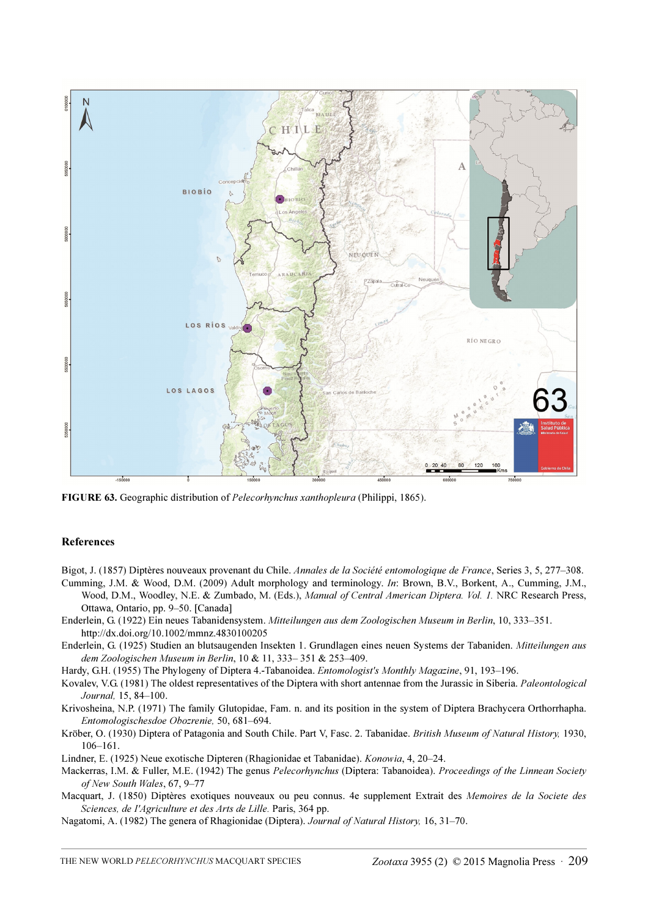**FIGURE 63.** Geographic distribution of *Pelecorhynchus xanthopleura* (Philippi, 1865).

## References

Bigot, J. (1857) Diptères nouveaux provenant du Chile. *Annales de la Société entomologique de France*, Series 3, 5, 277–308.

Cumming, J.M. & Wood, D.M. (2009) Adult morphology and terminology. *In*: Brown, B.V., Borkent, A., Cumming, J.M., Wood, D.M., Woodley, N.E. & Zumbado, M. (Eds.), *Manual of Central American Diptera. Vol. 1.* NRC Research Press, Ottawa, Ontario, pp. 9–50. [Canada]

Enderlein, G. (1922) Ein neues Tabanidensystem. *Mitteilungen aus dem Zoologischen Museum in Berlin*, 10, 333–351. http://dx.doi.org/10.1002/mmnz.4830100205

Enderlein, G. (1925) Studien an blutsaugenden Insekten 1. Grundlagen eines neuen Systems der Tabaniden. *Mitteilungen aus dem Zoologischen Museum in Berlin*, 10 & 11, 333– 351 & 253–409.

Hardy, G.H. (1955) The Phylogeny of Diptera 4.-Tabanoidea. *Entomologist's Monthly Magazine*, 91, 193–196.

Kovalev, V.G. (1981) The oldest representatives of the Diptera with short antennae from the Jurassic in Siberia. *Paleontological Journal,* 15, 84–100.

Krivosheina, N.P. (1971) The family Glutopidae, Fam. n. and its position in the system of Diptera Brachycera Orthorrhapha. *Entomologischesdoe Obozrenie,* 50, 681–694.

Kröber, O. (1930) Diptera of Patagonia and South Chile. Part V, Fasc. 2. Tabanidae. *British Museum of Natural History,* 1930, 106–161.

Lindner, E. (1925) Neue exotische Dipteren (Rhagionidae et Tabanidae). *Konowia*, 4, 20–24.

Mackerras, I.M. & Fuller, M.E. (1942) The genus *Pelecorhynchus* (Diptera: Tabanoidea). *Proceedings of the Linnean Society of New South Wales*, 67, 9–77

Macquart, J. (1850) Diptères exotiques nouveaux ou peu connus. 4e supplement Extrait des *Memoires de la Societe des Sciences, de l'Agriculture et des Arts de Lille.* Paris, 364 pp.

Nagatomi, A. (1982) The genera of Rhagionidae (Diptera). *Journal of Natural History,* 16, 31–70.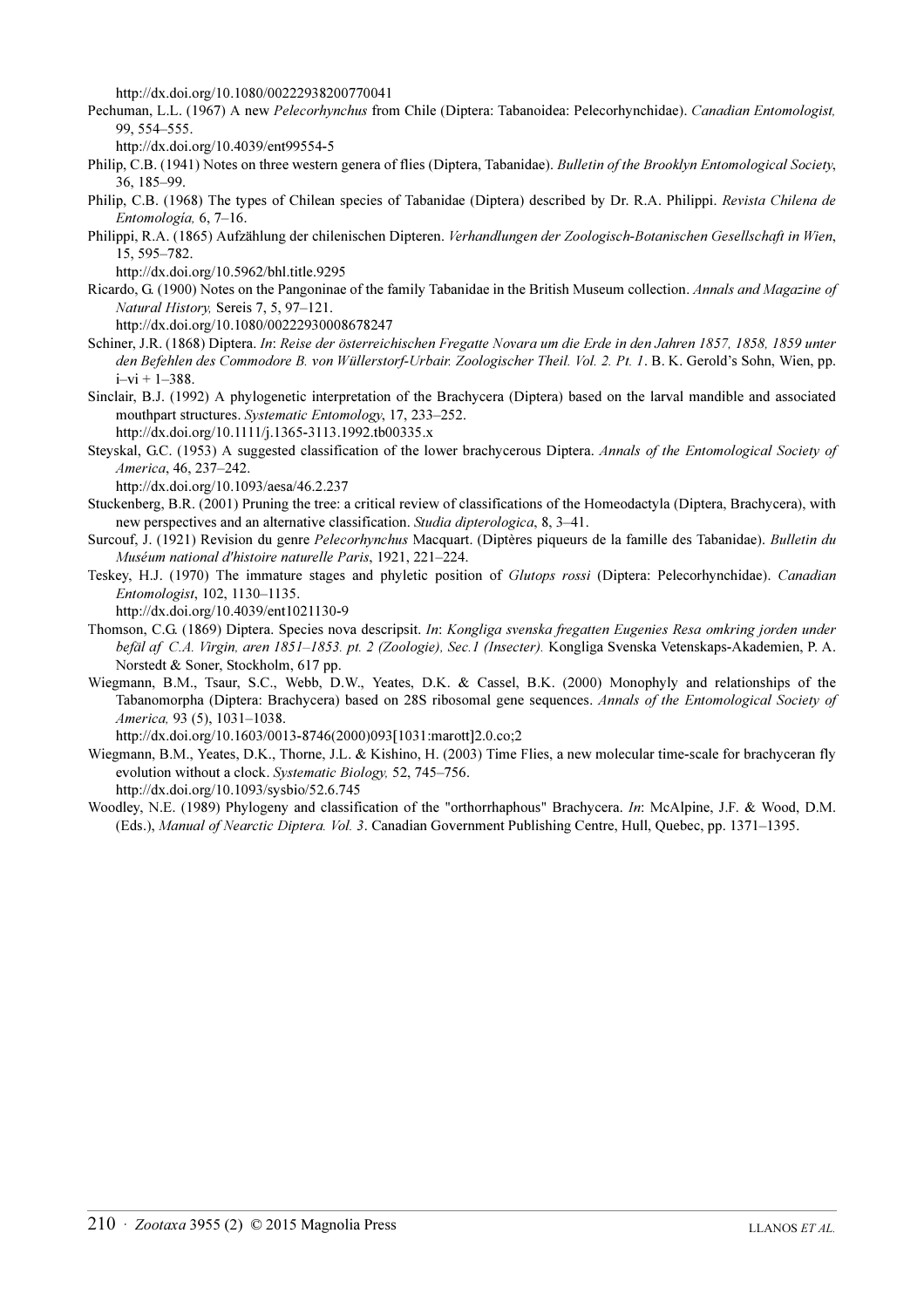http://dx.doi.org/10.1080/00222938200770041

Pechuman, L.L. (1967) A new *Pelecorhynchus* from Chile (Diptera: Tabanoidea: Pelecorhynchidae). *Canadian Entomologist,* 99, 554–555.
http://dx.doi.org/10.4039/ent99554-5

Philip, C.B. (1941) Notes on three western genera of flies (Diptera, Tabanidae). *Bulletin of the Brooklyn Entomological Society*, 36, 185–99.

Philip, C.B. (1968) The types of Chilean species of Tabanidae (Diptera) described by Dr. R.A. Philippi. *Revista Chilena de Entomología,* 6, 7–16.

Philippi, R.A. (1865) Aufzählung der chilenischen Dipteren. *Verhandlungen der Zoologisch-Botanischen Gesellschaft in Wien*, 15, 595–782.
http://dx.doi.org/10.5962/bhl.title.9295

Ricardo, G. (1900) Notes on the Pangoninae of the family Tabanidae in the British Museum collection. *Annals and Magazine of Natural History,* Sereis 7, 5, 97–121.
http://dx.doi.org/10.1080/00222930008678247

Schiner, J.R. (1868) Diptera. *In*: *Reise der österreichischen Fregatte Novara um die Erde in den Jahren 1857, 1858, 1859 unter den Befehlen des Commodore B. von Wüllerstorf-Urbair. Zoologischer Theil. Vol. 2. Pt. 1*. B. K. Gerold's Sohn, Wien, pp. i–vi + 1–388.

Sinclair, B.J. (1992) A phylogenetic interpretation of the Brachycera (Diptera) based on the larval mandible and associated mouthpart structures. *Systematic Entomology*, 17, 233–252.
http://dx.doi.org/10.1111/j.1365-3113.1992.tb00335.x

Steyskal, G.C. (1953) A suggested classification of the lower brachycerous Diptera. *Annals of the Entomological Society of America*, 46, 237–242.
http://dx.doi.org/10.1093/aesa/46.2.237

Stuckenberg, B.R. (2001) Pruning the tree: a critical review of classifications of the Homeodactyla (Diptera, Brachycera), with new perspectives and an alternative classification. *Studia dipterologica*, 8, 3–41.

Surcouf, J. (1921) Revision du genre *Pelecorhynchus* Macquart. (Diptères piqueurs de la famille des Tabanidae). *Bulletin du Muséum national d'histoire naturelle Paris*, 1921, 221–224.

Teskey, H.J. (1970) The immature stages and phyletic position of *Glutops rossi* (Diptera: Pelecorhynchidae). *Canadian Entomologist*, 102, 1130–1135.
http://dx.doi.org/10.4039/ent1021130-9

Thomson, C.G. (1869) Diptera. Species nova descripsit. *In*: *Kongliga svenska fregatten Eugenies Resa omkring jorden under befäl af C.A. Virgin, aren 1851–1853. pt. 2 (Zoologie), Sec.1 (Insecter).* Kongliga Svenska Vetenskaps-Akademien, P. A. Norstedt & Soner, Stockholm, 617 pp.

Wiegmann, B.M., Tsaur, S.C., Webb, D.W., Yeates, D.K. & Cassel, B.K. (2000) Monophyly and relationships of the Tabanomorpha (Diptera: Brachycera) based on 28S ribosomal gene sequences. *Annals of the Entomological Society of America,* 93 (5), 1031–1038.
http://dx.doi.org/10.1603/0013-8746(2000)093[1031:marott]2.0.co;2

Wiegmann, B.M., Yeates, D.K., Thorne, J.L. & Kishino, H. (2003) Time Flies, a new molecular time-scale for brachyceran fly evolution without a clock. *Systematic Biology,* 52, 745–756.
http://dx.doi.org/10.1093/sysbio/52.6.745

Woodley, N.E. (1989) Phylogeny and classification of the "orthorrhaphous" Brachycera. *In*: McAlpine, J.F. & Wood, D.M. (Eds.), *Manual of Nearctic Diptera. Vol. 3*. Canadian Government Publishing Centre, Hull, Quebec, pp. 1371–1395.